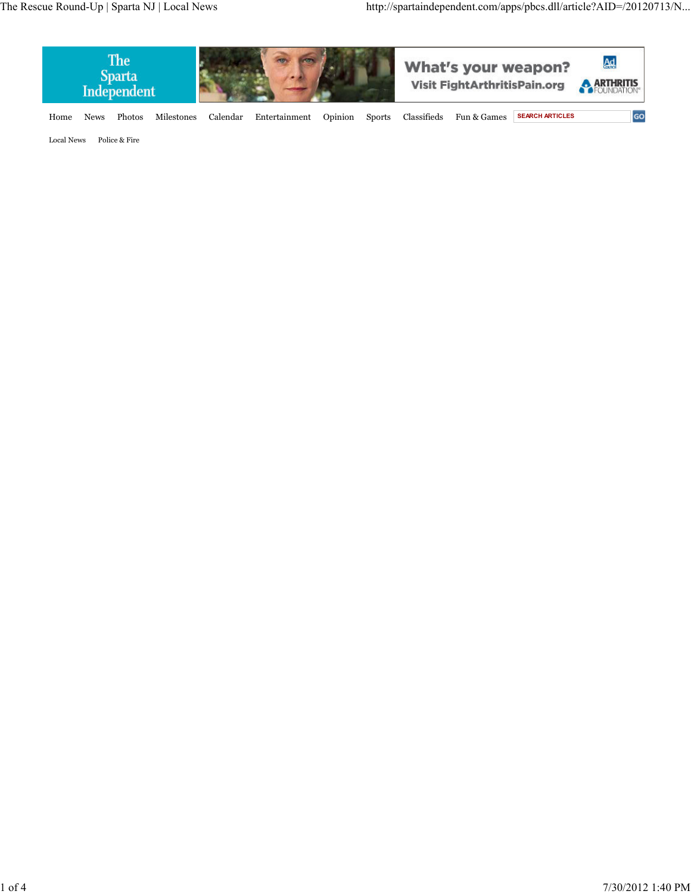The Sparta Independent

What's your weapon?
Visit FightArthritisPain.org

ARTHRITIS FOUNDATION

Home News Photos Milestones Calendar Entertainment Opinion Sports Classifieds Fun & Games SEARCH ARTICLES GO

Local News Police & Fire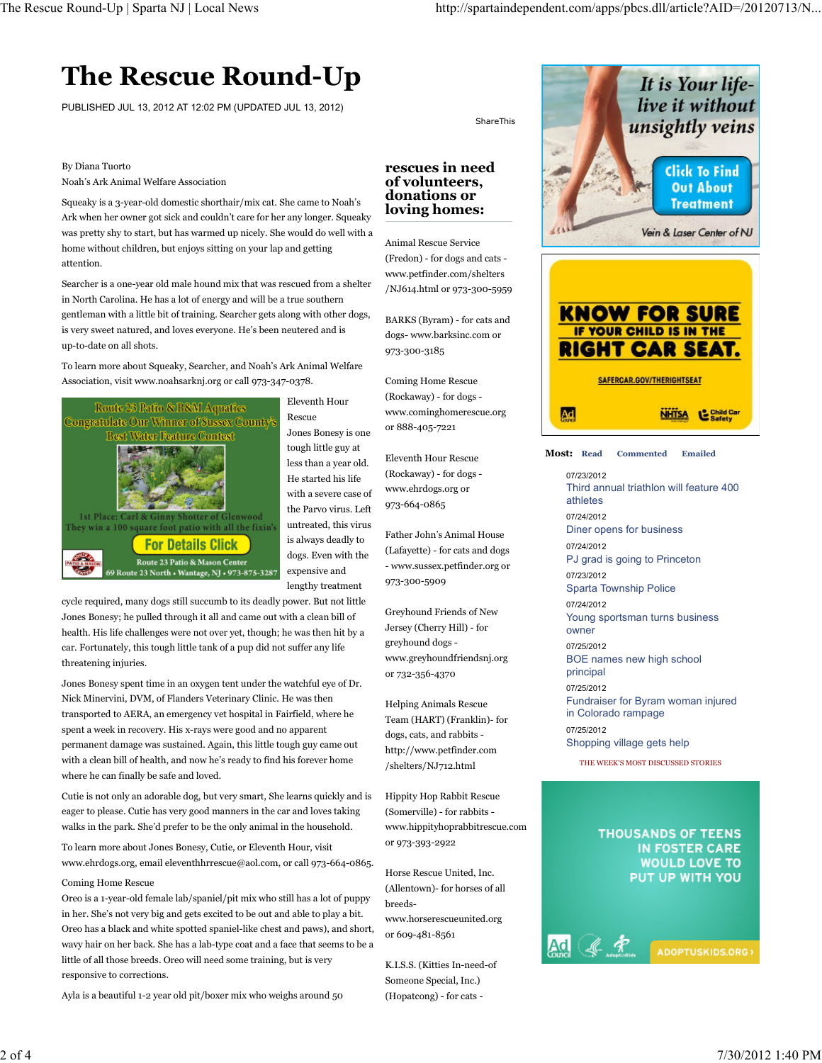# The Rescue Round-Up

PUBLISHED JUL 13, 2012 AT 12:02 PM (UPDATED JUL 13, 2012)

By Diana Tuorto
Noah's Ark Animal Welfare Association

Squeaky is a 3-year-old domestic shorthair/mix cat. She came to Noah's Ark when her owner got sick and couldn't care for her any longer. Squeaky was pretty shy to start, but has warmed up nicely. She would do well with a home without children, but enjoys sitting on your lap and getting attention.

Searcher is a one-year old male hound mix that was rescued from a shelter in North Carolina. He has a lot of energy and will be a true southern gentleman with a little bit of training. Searcher gets along with other dogs, is very sweet natured, and loves everyone. He's been neutered and is up-to-date on all shots.

To learn more about Squeaky, Searcher, and Noah's Ark Animal Welfare Association, visit www.noahsarknj.org or call 973-347-0378.

Eleventh Hour Rescue

Jones Bonesy is one tough little guy at less than a year old. He started his life with a severe case of the Parvo virus. Left untreated, this virus is always deadly to dogs. Even with the expensive and lengthy treatment cycle required, many dogs still succumb to its deadly power. But not little Jones Bonesy; he pulled through it all and came out with a clean bill of health. His life challenges were not over yet, though; he was then hit by a car. Fortunately, this tough little tank of a pup did not suffer any life threatening injuries.

Jones Bonesy spent time in an oxygen tent under the watchful eye of Dr. Nick Minervini, DVM, of Flanders Veterinary Clinic. He was then transported to AERA, an emergency vet hospital in Fairfield, where he spent a week in recovery. His x-rays were good and no apparent permanent damage was sustained. Again, this little tough guy came out with a clean bill of health, and now he's ready to find his forever home where he can finally be safe and loved.

Cutie is not only an adorable dog, but very smart, She learns quickly and is eager to please. Cutie has very good manners in the car and loves taking walks in the park. She'd prefer to be the only animal in the household.

To learn more about Jones Bonesy, Cutie, or Eleventh Hour, visit www.ehrdogs.org, email eleventhhrrescue@aol.com, or call 973-664-0865.

Coming Home Rescue

Oreo is a 1-year-old female lab/spaniel/pit mix who still has a lot of puppy in her. She's not very big and gets excited to be out and able to play a bit. Oreo has a black and white spotted spaniel-like chest and paws), and short, wavy hair on her back. She has a lab-type coat and a face that seems to be a little of all those breeds. Oreo will need some training, but is very responsive to corrections.

Ayla is a beautiful 1-2 year old pit/boxer mix who weighs around 50

## rescues in need of volunteers, donations or loving homes:

Animal Rescue Service (Fredon) - for dogs and cats - www.petfinder.com/shelters/NJ614.html or 973-300-5959

BARKS (Byram) - for cats and dogs- www.barksinc.com or 973-300-3185

Coming Home Rescue (Rockaway) - for dogs - www.cominghomerescue.org or 888-405-7221

Eleventh Hour Rescue (Rockaway) - for dogs - www.ehrdogs.org or 973-664-0865

Father John's Animal House (Lafayette) - for cats and dogs - www.sussex.petfinder.org or 973-300-5909

Greyhound Friends of New Jersey (Cherry Hill) - for greyhound dogs - www.greyhoundfriendsnj.org or 732-356-4370

Helping Animals Rescue Team (HART) (Franklin)- for dogs, cats, and rabbits - http://www.petfinder.com/shelters/NJ712.html

Hippity Hop Rabbit Rescue (Somerville) - for rabbits - www.hippityhoprabbitrescue.com or 973-393-2922

Horse Rescue United, Inc. (Allentown)- for horses of all breeds- www.horserescueunited.org or 609-481-8561

K.I.S.S. (Kitties In-need-of Someone Special, Inc.) (Hopatcong) - for cats -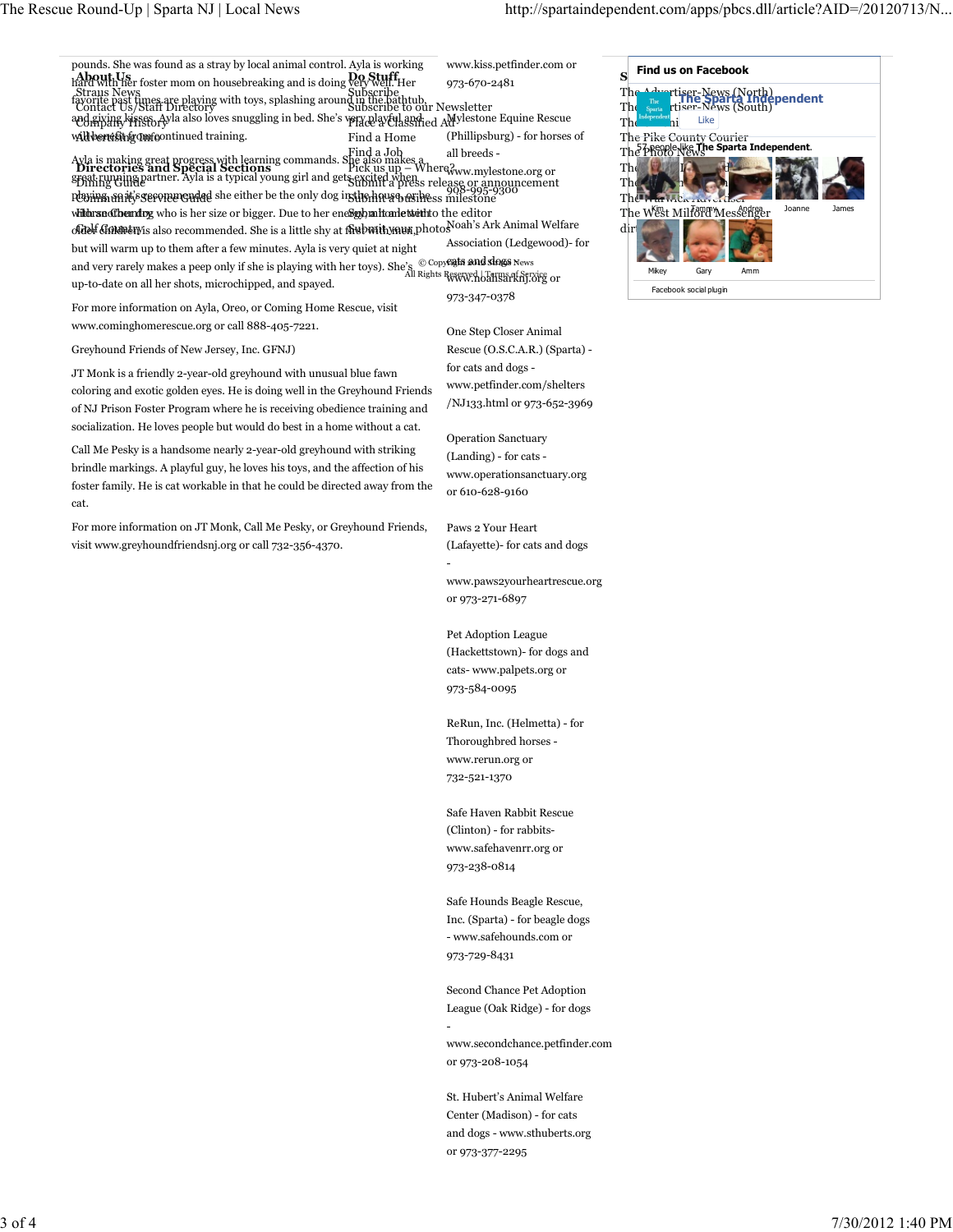pounds. She was found as a stray by local animal control. Ayla is working hard with her foster mom on housebreaking and is doing very well. Her favorite past times are playing with toys, splashing around in the bathtub, and giving kisses. Ayla also loves snuggling in bed. She's very playful and will benefit from continued training.

Ayla is making great progress with learning commands. She also makes a great running partner. Ayla is a typical young girl and gets excited when playing, so it's recommended she either be the only dog in the house, or with another dog who is her size or bigger. Due to her energy, a home with older children is also recommended. She is a little shy at first with men, but will warm up to them after a few minutes. Ayla is very quiet at night and very rarely makes a peep only if she is playing with her toys). She's up-to-date on all her shots, microchipped, and spayed.

For more information on Ayla, Oreo, or Coming Home Rescue, visit www.cominghomerescue.org or call 888-405-7221.

Greyhound Friends of New Jersey, Inc. GFNJ)

JT Monk is a friendly 2-year-old greyhound with unusual blue fawn coloring and exotic golden eyes. He is doing well in the Greyhound Friends of NJ Prison Foster Program where he is receiving obedience training and socialization. He loves people but would do best in a home without a cat.

Call Me Pesky is a handsome nearly 2-year-old greyhound with striking brindle markings. A playful guy, he loves his toys, and the affection of his foster family. He is cat workable in that he could be directed away from the cat.

For more information on JT Monk, Call Me Pesky, or Greyhound Friends, visit www.greyhoundfriendsnj.org or call 732-356-4370.

www.kiss.petfinder.com or 973-670-2481

Mylestone Equine Rescue (Phillipsburg) - for horses of all breeds - www.mylestone.org or 908-995-9300

Noah's Ark Animal Welfare Association (Ledgewood)- for cats and dogs - www.noahsarknj.org or 973-347-0378

One Step Closer Animal Rescue (O.S.C.A.R.) (Sparta) - for cats and dogs - www.petfinder.com/shelters /NJ133.html or 973-652-3969

Operation Sanctuary (Landing) - for cats - www.operationsanctuary.org or 610-628-9160

Paws 2 Your Heart (Lafayette)- for cats and dogs - www.paws2yourheartrescue.org or 973-271-6897

Pet Adoption League (Hackettstown)- for dogs and cats- www.palpets.org or 973-584-0095

ReRun, Inc. (Helmetta) - for Thoroughbred horses - www.rerun.org or 732-521-1370

Safe Haven Rabbit Rescue (Clinton) - for rabbits- www.safehavenrr.org or 973-238-0814

Safe Hounds Beagle Rescue, Inc. (Sparta) - for beagle dogs - www.safehounds.com or 973-729-8431

Second Chance Pet Adoption League (Oak Ridge) - for dogs - www.secondchance.petfinder.com or 973-208-1054

St. Hubert's Animal Welfare Center (Madison) - for cats and dogs - www.sthuberts.org or 973-377-2295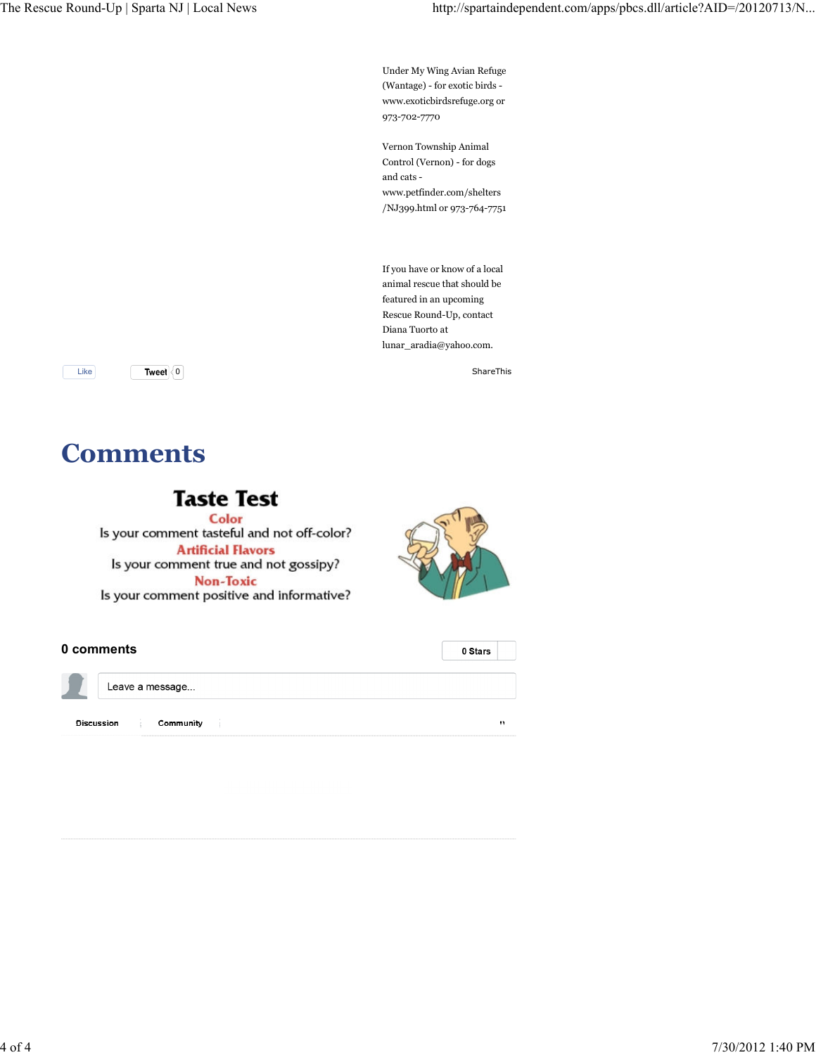Under My Wing Avian Refuge (Wantage) - for exotic birds - www.exoticbirdsrefuge.org or 973-702-7770

Vernon Township Animal Control (Vernon) - for dogs and cats - www.petfinder.com/shelters/NJ399.html or 973-764-7751

If you have or know of a local animal rescue that should be featured in an upcoming Rescue Round-Up, contact Diana Tuorto at lunar_aradia@yahoo.com.

Like Tweet 0 ShareThis

# Comments

**Taste Test**

**Color**
Is your comment tasteful and not off-color?

**Artificial Flavors**
Is your comment true and not gossipy?

**Non-Toxic**
Is your comment positive and informative?

**0 comments** 0 Stars

Leave a message...

Discussion Community